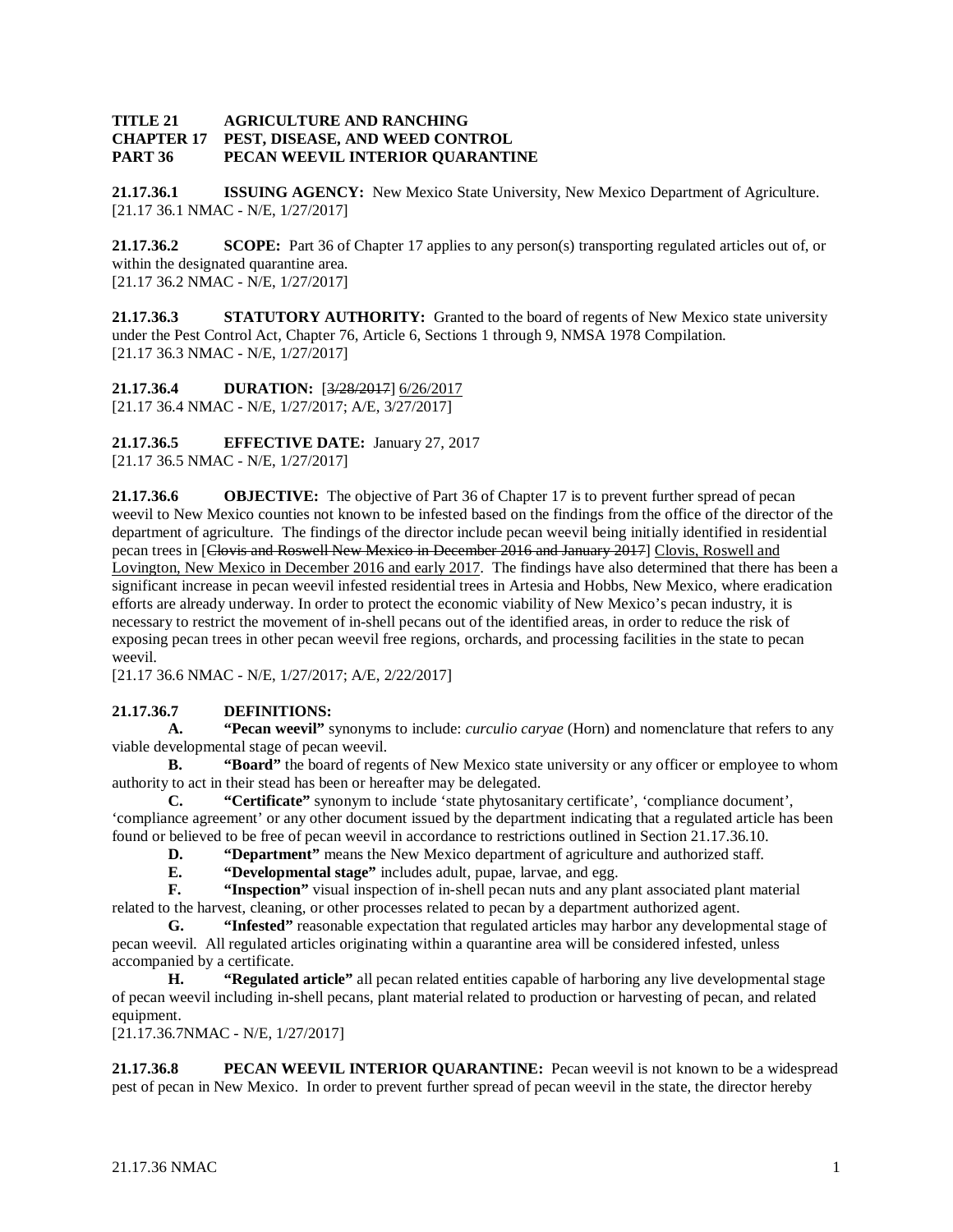**TITLE 21 AGRICULTURE AND RANCHING**
**CHAPTER 17 PEST, DISEASE, AND WEED CONTROL**
**PART 36 PECAN WEEVIL INTERIOR QUARANTINE**

**21.17.36.1 ISSUING AGENCY:** New Mexico State University, New Mexico Department of Agriculture.
[21.17 36.1 NMAC - N/E, 1/27/2017]

**21.17.36.2 SCOPE:** Part 36 of Chapter 17 applies to any person(s) transporting regulated articles out of, or within the designated quarantine area.
[21.17 36.2 NMAC - N/E, 1/27/2017]

**21.17.36.3 STATUTORY AUTHORITY:** Granted to the board of regents of New Mexico state university under the Pest Control Act, Chapter 76, Article 6, Sections 1 through 9, NMSA 1978 Compilation.
[21.17 36.3 NMAC - N/E, 1/27/2017]

**21.17.36.4 DURATION:** [~~3/28/2017~~] 6/26/2017
[21.17 36.4 NMAC - N/E, 1/27/2017; A/E, 3/27/2017]

**21.17.36.5 EFFECTIVE DATE:** January 27, 2017
[21.17 36.5 NMAC - N/E, 1/27/2017]

**21.17.36.6 OBJECTIVE:** The objective of Part 36 of Chapter 17 is to prevent further spread of pecan weevil to New Mexico counties not known to be infested based on the findings from the office of the director of the department of agriculture. The findings of the director include pecan weevil being initially identified in residential pecan trees in [~~Clovis and Roswell New Mexico in December 2016 and January 2017~~] Clovis, Roswell and Lovington, New Mexico in December 2016 and early 2017. The findings have also determined that there has been a significant increase in pecan weevil infested residential trees in Artesia and Hobbs, New Mexico, where eradication efforts are already underway. In order to protect the economic viability of New Mexico's pecan industry, it is necessary to restrict the movement of in-shell pecans out of the identified areas, in order to reduce the risk of exposing pecan trees in other pecan weevil free regions, orchards, and processing facilities in the state to pecan weevil.
[21.17 36.6 NMAC - N/E, 1/27/2017; A/E, 2/22/2017]

**21.17.36.7 DEFINITIONS:**

**A. "Pecan weevil"** synonyms to include: *curculio caryae* (Horn) and nomenclature that refers to any viable developmental stage of pecan weevil.

**B. "Board"** the board of regents of New Mexico state university or any officer or employee to whom authority to act in their stead has been or hereafter may be delegated.

**C. "Certificate"** synonym to include 'state phytosanitary certificate', 'compliance document', 'compliance agreement' or any other document issued by the department indicating that a regulated article has been found or believed to be free of pecan weevil in accordance to restrictions outlined in Section 21.17.36.10.

**D. "Department"** means the New Mexico department of agriculture and authorized staff.

**E. "Developmental stage"** includes adult, pupae, larvae, and egg.

**F. "Inspection"** visual inspection of in-shell pecan nuts and any plant associated plant material related to the harvest, cleaning, or other processes related to pecan by a department authorized agent.

**G. "Infested"** reasonable expectation that regulated articles may harbor any developmental stage of pecan weevil. All regulated articles originating within a quarantine area will be considered infested, unless accompanied by a certificate.

**H. "Regulated article"** all pecan related entities capable of harboring any live developmental stage of pecan weevil including in-shell pecans, plant material related to production or harvesting of pecan, and related equipment.
[21.17.36.7NMAC - N/E, 1/27/2017]

**21.17.36.8 PECAN WEEVIL INTERIOR QUARANTINE:** Pecan weevil is not known to be a widespread pest of pecan in New Mexico. In order to prevent further spread of pecan weevil in the state, the director hereby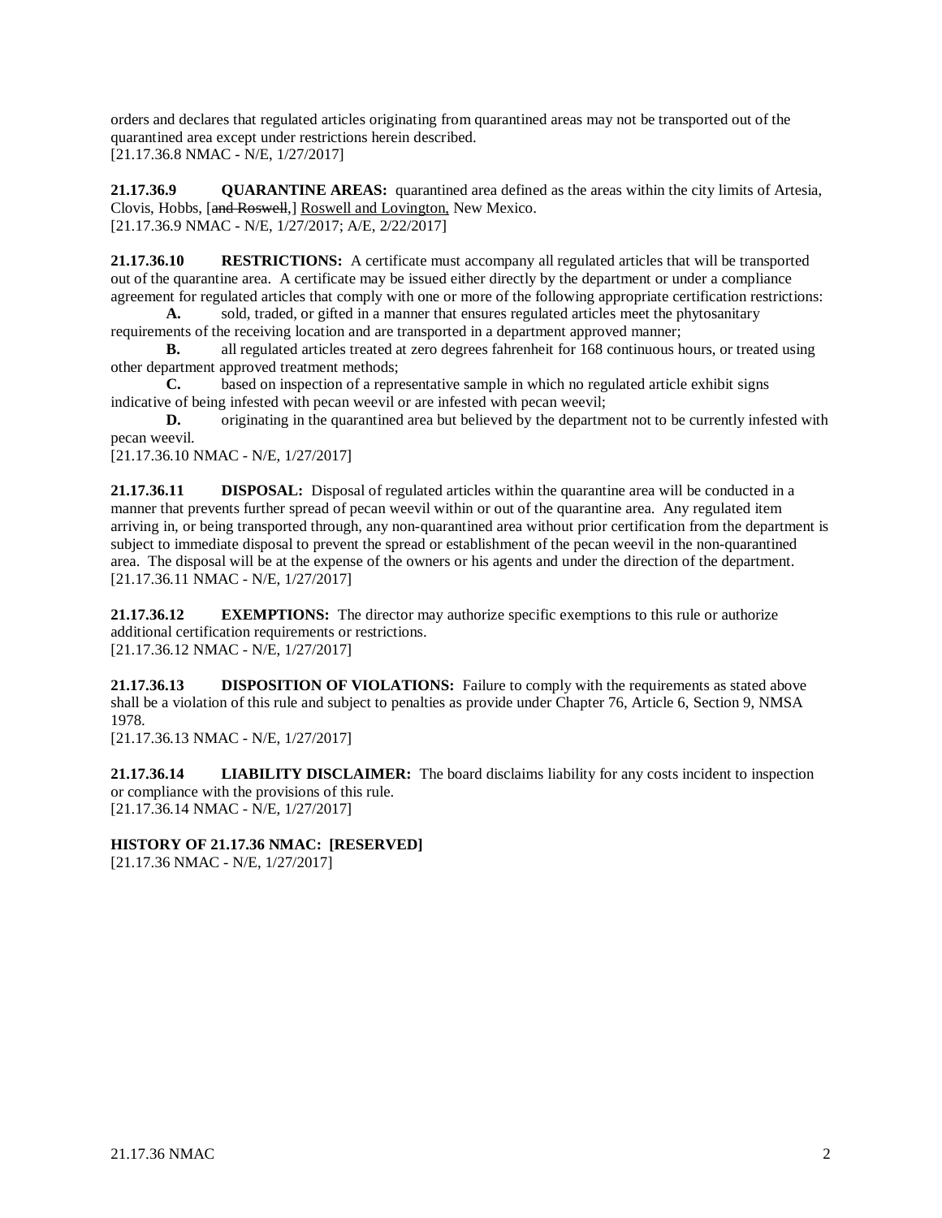orders and declares that regulated articles originating from quarantined areas may not be transported out of the quarantined area except under restrictions herein described.
[21.17.36.8 NMAC - N/E, 1/27/2017]

**21.17.36.9 QUARANTINE AREAS:** quarantined area defined as the areas within the city limits of Artesia, Clovis, Hobbs, [~~and Roswell,~~] Roswell and Lovington, New Mexico.
[21.17.36.9 NMAC - N/E, 1/27/2017; A/E, 2/22/2017]

**21.17.36.10 RESTRICTIONS:** A certificate must accompany all regulated articles that will be transported out of the quarantine area. A certificate may be issued either directly by the department or under a compliance agreement for regulated articles that comply with one or more of the following appropriate certification restrictions:

**A.** sold, traded, or gifted in a manner that ensures regulated articles meet the phytosanitary requirements of the receiving location and are transported in a department approved manner;

**B.** all regulated articles treated at zero degrees fahrenheit for 168 continuous hours, or treated using other department approved treatment methods;

**C.** based on inspection of a representative sample in which no regulated article exhibit signs indicative of being infested with pecan weevil or are infested with pecan weevil;

**D.** originating in the quarantined area but believed by the department not to be currently infested with pecan weevil.

[21.17.36.10 NMAC - N/E, 1/27/2017]

**21.17.36.11 DISPOSAL:** Disposal of regulated articles within the quarantine area will be conducted in a manner that prevents further spread of pecan weevil within or out of the quarantine area. Any regulated item arriving in, or being transported through, any non-quarantined area without prior certification from the department is subject to immediate disposal to prevent the spread or establishment of the pecan weevil in the non-quarantined area. The disposal will be at the expense of the owners or his agents and under the direction of the department.
[21.17.36.11 NMAC - N/E, 1/27/2017]

**21.17.36.12 EXEMPTIONS:** The director may authorize specific exemptions to this rule or authorize additional certification requirements or restrictions.
[21.17.36.12 NMAC - N/E, 1/27/2017]

**21.17.36.13 DISPOSITION OF VIOLATIONS:** Failure to comply with the requirements as stated above shall be a violation of this rule and subject to penalties as provide under Chapter 76, Article 6, Section 9, NMSA 1978.
[21.17.36.13 NMAC - N/E, 1/27/2017]

**21.17.36.14 LIABILITY DISCLAIMER:** The board disclaims liability for any costs incident to inspection or compliance with the provisions of this rule.
[21.17.36.14 NMAC - N/E, 1/27/2017]

**HISTORY OF 21.17.36 NMAC: [RESERVED]**
[21.17.36 NMAC - N/E, 1/27/2017]